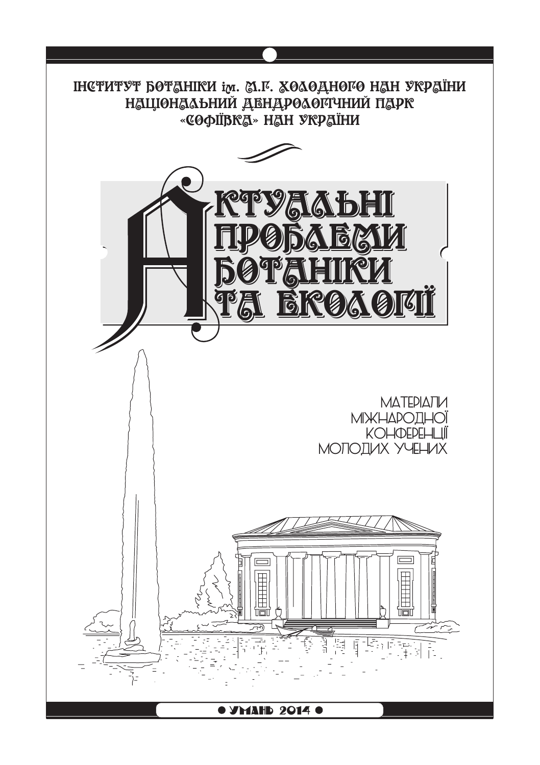**ІНСТИТУТ БОТАНІКИ ім. М.Г. ХОЛОДНОГО НАН УКРАЇНИ**
**НАЦІОНАЛЬНИЙ ДЕНДРОЛОГІЧНИЙ ПАРК «СОФІЇВКА» НАН УКРАЇНИ**

# АКТУАЛЬНІ ПРОБЛЕМИ БОТАНІКИ ТА ЕКОЛОГІЇ

МАТЕРІАЛИ
МІЖНАРОДНОЇ
КОНФЕРЕНЦІЇ
МОЛОДИХ УЧЕНИХ

УМАНЬ 2014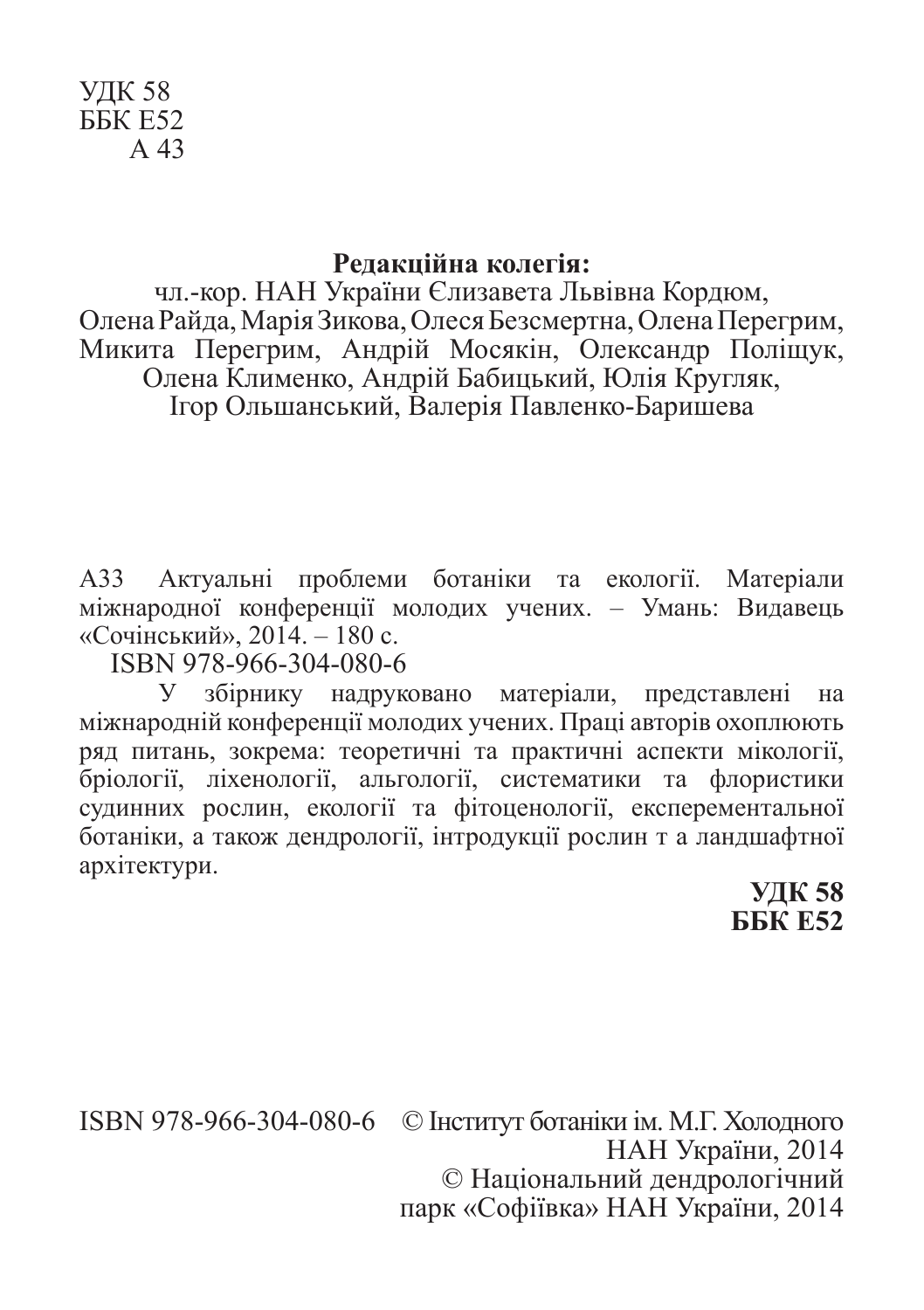УДК 58
ББК Е52
А 43

**Редакційна колегія:**
чл.-кор. НАН України Єлизавета Львівна Кордюм,
Олена Райда, Марія Зикова, Олеся Безсмертна, Олена Перегрим,
Микита Перегрим, Андрій Мосякін, Олександр Поліщук,
Олена Клименко, Андрій Бабицький, Юлія Кругляк,
Ігор Ольшанський, Валерія Павленко-Баришева

А33 Актуальні проблеми ботаніки та екології. Матеріали міжнародної конференції молодих учених. – Умань: Видавець «Сочінський», 2014. – 180 с.

ISBN 978-966-304-080-6

У збірнику надруковано матеріали, представлені на міжнародній конференції молодих учених. Праці авторів охоплюють ряд питань, зокрема: теоретичні та практичні аспекти мікології, бріології, ліхенології, альгології, систематики та флористики судинних рослин, екології та фітоценології, експерементальної ботаніки, а також дендрології, інтродукції рослин т а ландшафтної архітектури.

**УДК 58**
**ББК Е52**

ISBN 978-966-304-080-6 © Інститут ботаніки ім. М.Г. Холодного НАН України, 2014
© Національний дендрологічний парк «Софіївка» НАН України, 2014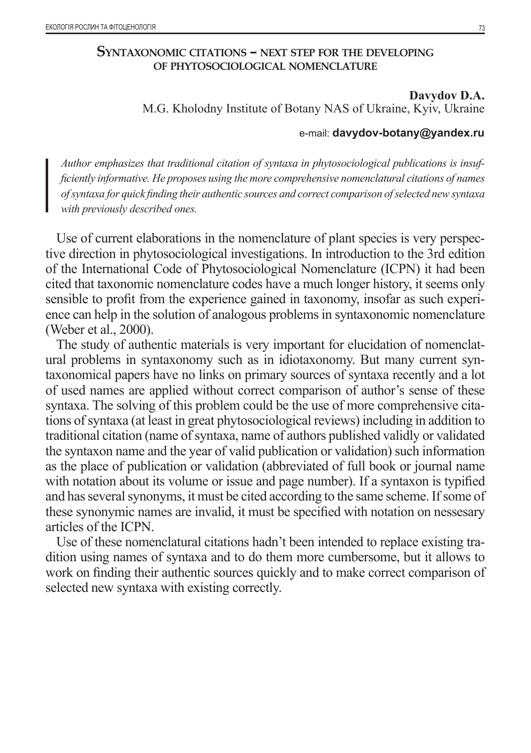## Syntaxonomic citations – next step for the developing of phytosociological nomenclature

**Davydov D.A.**

M.G. Kholodny Institute of Botany NAS of Ukraine, Kyiv, Ukraine

e-mail: **davydov-botany@yandex.ru**

*Author emphasizes that traditional citation of syntaxa in phytosociological publications is insufficiently informative. He proposes using the more comprehensive nomenclatural citations of names of syntaxa for quick finding their authentic sources and correct comparison of selected new syntaxa with previously described ones.*

Use of current elaborations in the nomenclature of plant species is very perspective direction in phytosociological investigations. In introduction to the 3rd edition of the International Code of Phytosociological Nomenclature (ICPN) it had been cited that taxonomic nomenclature codes have a much longer history, it seems only sensible to profit from the experience gained in taxonomy, insofar as such experience can help in the solution of analogous problems in syntaxonomic nomenclature (Weber et al., 2000).

The study of authentic materials is very important for elucidation of nomenclatural problems in syntaxonomy such as in idiotaxonomy. But many current syntaxonomical papers have no links on primary sources of syntaxa recently and a lot of used names are applied without correct comparison of author's sense of these syntaxa. The solving of this problem could be the use of more comprehensive citations of syntaxa (at least in great phytosociological reviews) including in addition to traditional citation (name of syntaxa, name of authors published validly or validated the syntaxon name and the year of valid publication or validation) such information as the place of publication or validation (abbreviated of full book or journal name with notation about its volume or issue and page number). If a syntaxon is typified and has several synonyms, it must be cited according to the same scheme. If some of these synonymic names are invalid, it must be specified with notation on nessesary articles of the ICPN.

Use of these nomenclatural citations hadn't been intended to replace existing tradition using names of syntaxa and to do them more cumbersome, but it allows to work on finding their authentic sources quickly and to make correct comparison of selected new syntaxa with existing correctly.